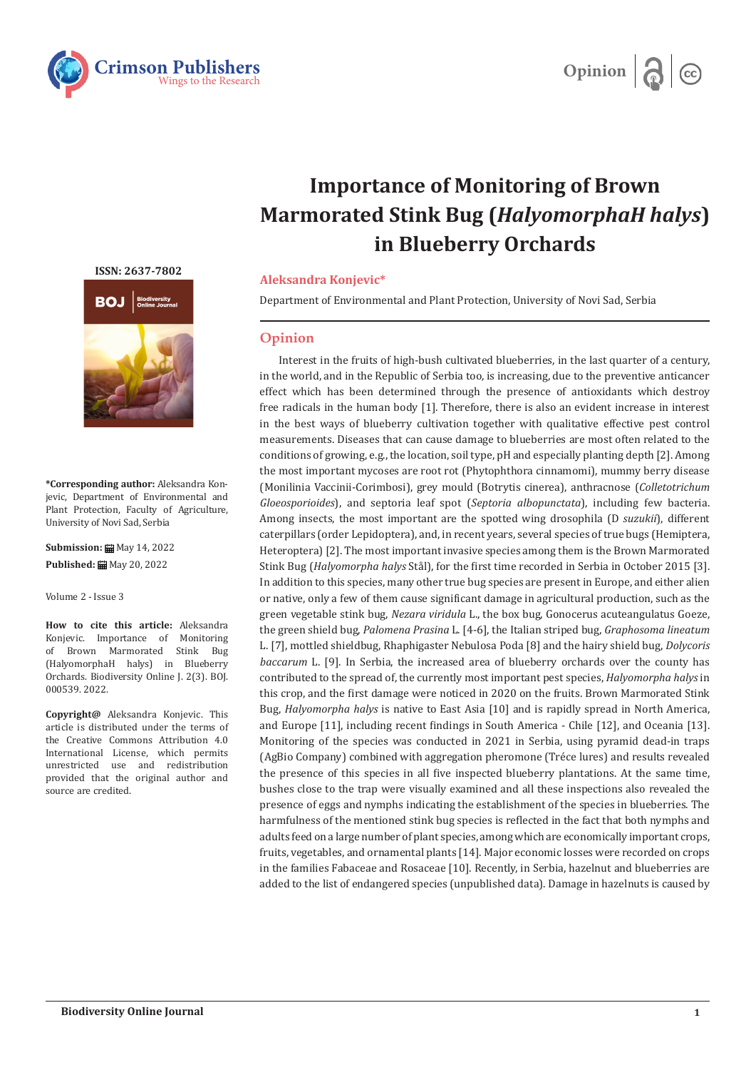Crimson Publishers
Wings to the Research

Opinion

# Importance of Monitoring of Brown Marmorated Stink Bug (*HalyomorphaH halys*) in Blueberry Orchards

ISSN: 2637-7802

**Aleksandra Konjevic***

Department of Environmental and Plant Protection, University of Novi Sad, Serbia

**\*Corresponding author:** Aleksandra Konjevic, Department of Environmental and Plant Protection, Faculty of Agriculture, University of Novi Sad, Serbia

**Submission:** May 14, 2022

**Published:** May 20, 2022

Volume 2 - Issue 3

**How to cite this article:** Aleksandra Konjevic. Importance of Monitoring of Brown Marmorated Stink Bug (HalyomorphaH halys) in Blueberry Orchards. Biodiversity Online J. 2(3). BOJ. 000539. 2022.

**Copyright@** Aleksandra Konjevic. This article is distributed under the terms of the Creative Commons Attribution 4.0 International License, which permits unrestricted use and redistribution provided that the original author and source are credited.

## Opinion

Interest in the fruits of high-bush cultivated blueberries, in the last quarter of a century, in the world, and in the Republic of Serbia too, is increasing, due to the preventive anticancer effect which has been determined through the presence of antioxidants which destroy free radicals in the human body [1]. Therefore, there is also an evident increase in interest in the best ways of blueberry cultivation together with qualitative effective pest control measurements. Diseases that can cause damage to blueberries are most often related to the conditions of growing, e.g., the location, soil type, pH and especially planting depth [2]. Among the most important mycoses are root rot (Phytophthora cinnamomi), mummy berry disease (Monilinia Vaccinii-Corimbosi), grey mould (Botrytis cinerea), anthracnose (*Colletotrichum Gloeosporioides*), and septoria leaf spot (*Septoria albopunctata*), including few bacteria. Among insects, the most important are the spotted wing drosophila (D *suzukii*), different caterpillars (order Lepidoptera), and, in recent years, several species of true bugs (Hemiptera, Heteroptera) [2]. The most important invasive species among them is the Brown Marmorated Stink Bug (*Halyomorpha halys* Stål), for the first time recorded in Serbia in October 2015 [3]. In addition to this species, many other true bug species are present in Europe, and either alien or native, only a few of them cause significant damage in agricultural production, such as the green vegetable stink bug, *Nezara viridula* L., the box bug, Gonocerus acuteangulatus Goeze, the green shield bug, *Palomena Prasina* L. [4-6], the Italian striped bug, *Graphosoma lineatum* L. [7], mottled shieldbug, Rhaphigaster Nebulosa Poda [8] and the hairy shield bug, *Dolycoris baccarum* L. [9]. In Serbia, the increased area of blueberry orchards over the county has contributed to the spread of, the currently most important pest species, *Halyomorpha halys* in this crop, and the first damage were noticed in 2020 on the fruits. Brown Marmorated Stink Bug, *Halyomorpha halys* is native to East Asia [10] and is rapidly spread in North America, and Europe [11], including recent findings in South America - Chile [12], and Oceania [13]. Monitoring of the species was conducted in 2021 in Serbia, using pyramid dead-in traps (AgBio Company) combined with aggregation pheromone (Tréce lures) and results revealed the presence of this species in all five inspected blueberry plantations. At the same time, bushes close to the trap were visually examined and all these inspections also revealed the presence of eggs and nymphs indicating the establishment of the species in blueberries. The harmfulness of the mentioned stink bug species is reflected in the fact that both nymphs and adults feed on a large number of plant species, among which are economically important crops, fruits, vegetables, and ornamental plants [14]. Major economic losses were recorded on crops in the families Fabaceae and Rosaceae [10]. Recently, in Serbia, hazelnut and blueberries are added to the list of endangered species (unpublished data). Damage in hazelnuts is caused by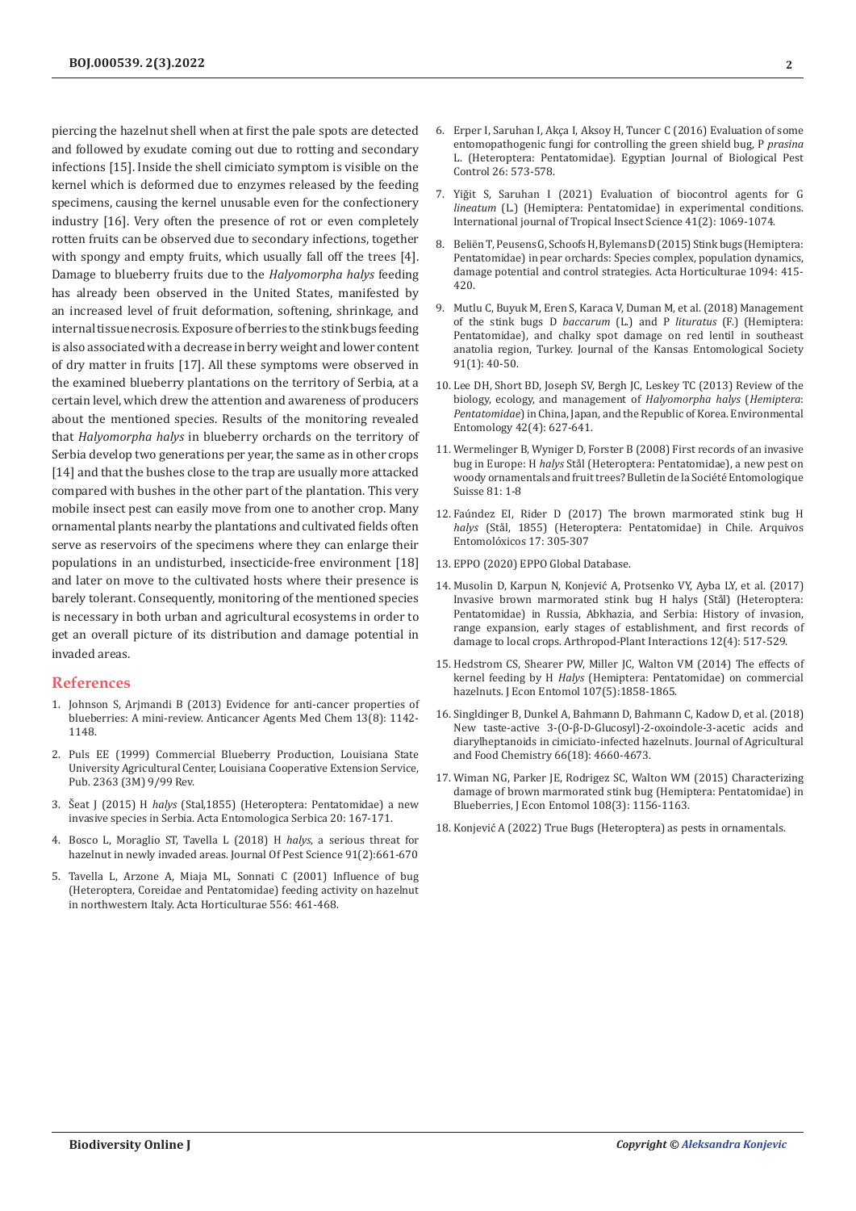piercing the hazelnut shell when at first the pale spots are detected and followed by exudate coming out due to rotting and secondary infections [15]. Inside the shell cimiciato symptom is visible on the kernel which is deformed due to enzymes released by the feeding specimens, causing the kernel unusable even for the confectionery industry [16]. Very often the presence of rot or even completely rotten fruits can be observed due to secondary infections, together with spongy and empty fruits, which usually fall off the trees [4]. Damage to blueberry fruits due to the *Halyomorpha halys* feeding has already been observed in the United States, manifested by an increased level of fruit deformation, softening, shrinkage, and internal tissue necrosis. Exposure of berries to the stink bugs feeding is also associated with a decrease in berry weight and lower content of dry matter in fruits [17]. All these symptoms were observed in the examined blueberry plantations on the territory of Serbia, at a certain level, which drew the attention and awareness of producers about the mentioned species. Results of the monitoring revealed that *Halyomorpha halys* in blueberry orchards on the territory of Serbia develop two generations per year, the same as in other crops [14] and that the bushes close to the trap are usually more attacked compared with bushes in the other part of the plantation. This very mobile insect pest can easily move from one to another crop. Many ornamental plants nearby the plantations and cultivated fields often serve as reservoirs of the specimens where they can enlarge their populations in an undisturbed, insecticide-free environment [18] and later on move to the cultivated hosts where their presence is barely tolerant. Consequently, monitoring of the mentioned species is necessary in both urban and agricultural ecosystems in order to get an overall picture of its distribution and damage potential in invaded areas.

## References

1. Johnson S, Arjmandi B (2013) Evidence for anti-cancer properties of blueberries: A mini-review. Anticancer Agents Med Chem 13(8): 1142-1148.
2. Puls EE (1999) Commercial Blueberry Production, Louisiana State University Agricultural Center, Louisiana Cooperative Extension Service, Pub. 2363 (3M) 9/99 Rev.
3. Šeat J (2015) H *halys* (Stal,1855) (Heteroptera: Pentatomidae) a new invasive species in Serbia. Acta Entomologica Serbica 20: 167-171.
4. Bosco L, Moraglio ST, Tavella L (2018) H *halys*, a serious threat for hazelnut in newly invaded areas. Journal Of Pest Science 91(2):661-670
5. Tavella L, Arzone A, Miaja ML, Sonnati C (2001) Influence of bug (Heteroptera, Coreidae and Pentatomidae) feeding activity on hazelnut in northwestern Italy. Acta Horticulturae 556: 461-468.
6. Erper I, Saruhan I, Akça I, Aksoy H, Tuncer C (2016) Evaluation of some entomopathogenic fungi for controlling the green shield bug, P *prasina* L. (Heteroptera: Pentatomidae). Egyptian Journal of Biological Pest Control 26: 573-578.
7. Yiğit S, Saruhan I (2021) Evaluation of biocontrol agents for G *lineatum* (L.) (Hemiptera: Pentatomidae) in experimental conditions. International journal of Tropical Insect Science 41(2): 1069-1074.
8. Beliën T, Peusens G, Schoofs H, Bylemans D (2015) Stink bugs (Hemiptera: Pentatomidae) in pear orchards: Species complex, population dynamics, damage potential and control strategies. Acta Horticulturae 1094: 415-420.
9. Mutlu C, Buyuk M, Eren S, Karaca V, Duman M, et al. (2018) Management of the stink bugs D *baccarum* (L.) and P *lituratus* (F.) (Hemiptera: Pentatomidae), and chalky spot damage on red lentil in southeast anatolia region, Turkey. Journal of the Kansas Entomological Society 91(1): 40-50.
10. Lee DH, Short BD, Joseph SV, Bergh JC, Leskey TC (2013) Review of the biology, ecology, and management of *Halyomorpha halys* (*Hemiptera*: *Pentatomidae*) in China, Japan, and the Republic of Korea. Environmental Entomology 42(4): 627-641.
11. Wermelinger B, Wyniger D, Forster B (2008) First records of an invasive bug in Europe: H *halys* Stål (Heteroptera: Pentatomidae), a new pest on woody ornamentals and fruit trees? Bulletin de la Société Entomologique Suisse 81: 1-8
12. Faúndez EI, Rider D (2017) The brown marmorated stink bug H *halys* (Stål, 1855) (Heteroptera: Pentatomidae) in Chile. Arquivos Entomolóxicos 17: 305-307
13. EPPO (2020) EPPO Global Database.
14. Musolin D, Karpun N, Konjević A, Protsenko VY, Ayba LY, et al. (2017) Invasive brown marmorated stink bug H halys (Stål) (Heteroptera: Pentatomidae) in Russia, Abkhazia, and Serbia: History of invasion, range expansion, early stages of establishment, and first records of damage to local crops. Arthropod-Plant Interactions 12(4): 517-529.
15. Hedstrom CS, Shearer PW, Miller JC, Walton VM (2014) The effects of kernel feeding by H *Halys* (Hemiptera: Pentatomidae) on commercial hazelnuts. J Econ Entomol 107(5):1858-1865.
16. Singldinger B, Dunkel A, Bahmann D, Bahmann C, Kadow D, et al. (2018) New taste-active 3-(O-β-D-Glucosyl)-2-oxoindole-3-acetic acids and diarylheptanoids in cimiciato-infected hazelnuts. Journal of Agricultural and Food Chemistry 66(18): 4660-4673.
17. Wiman NG, Parker JE, Rodrigez SC, Walton WM (2015) Characterizing damage of brown marmorated stink bug (Hemiptera: Pentatomidae) in Blueberries, J Econ Entomol 108(3): 1156-1163.
18. Konjević A (2022) True Bugs (Heteroptera) as pests in ornamentals.